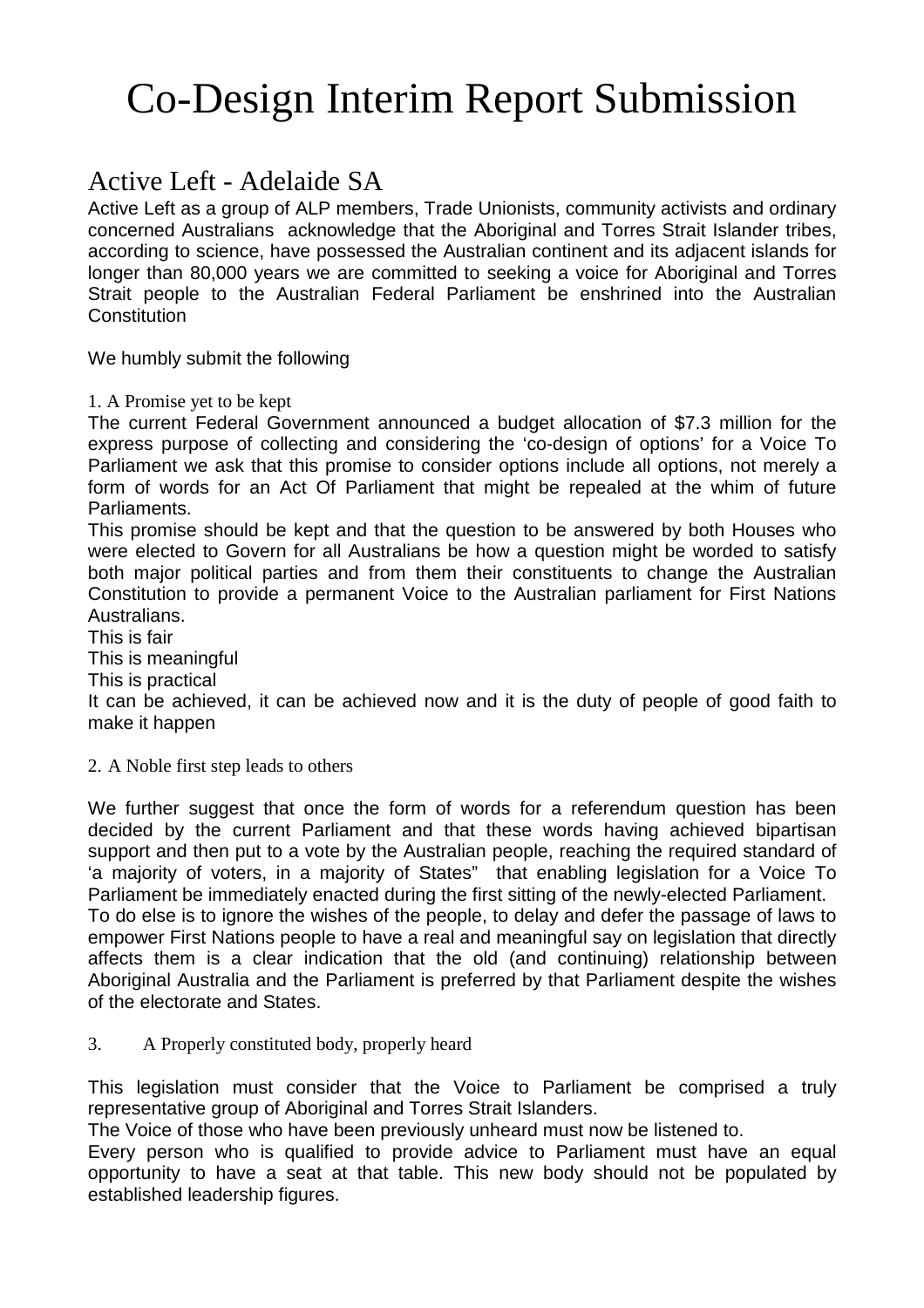# Co-Design Interim Report Submission

## Active Left - Adelaide SA

Active Left as a group of ALP members, Trade Unionists, community activists and ordinary concerned Australians acknowledge that the Aboriginal and Torres Strait Islander tribes, according to science, have possessed the Australian continent and its adjacent islands for longer than 80,000 years we are committed to seeking a voice for Aboriginal and Torres Strait people to the Australian Federal Parliament be enshrined into the Australian Constitution

We humbly submit the following

### 1. A Promise yet to be kept

The current Federal Government announced a budget allocation of $7.3 million for the express purpose of collecting and considering the 'co-design of options' for a Voice To Parliament we ask that this promise to consider options include all options, not merely a form of words for an Act Of Parliament that might be repealed at the whim of future Parliaments.

This promise should be kept and that the question to be answered by both Houses who were elected to Govern for all Australians be how a question might be worded to satisfy both major political parties and from them their constituents to change the Australian Constitution to provide a permanent Voice to the Australian parliament for First Nations Australians.

This is fair

This is meaningful

This is practical

It can be achieved, it can be achieved now and it is the duty of people of good faith to make it happen

### 2. A Noble first step leads to others

We further suggest that once the form of words for a referendum question has been decided by the current Parliament and that these words having achieved bipartisan support and then put to a vote by the Australian people, reaching the required standard of 'a majority of voters, in a majority of States" that enabling legislation for a Voice To Parliament be immediately enacted during the first sitting of the newly-elected Parliament.

To do else is to ignore the wishes of the people, to delay and defer the passage of laws to empower First Nations people to have a real and meaningful say on legislation that directly affects them is a clear indication that the old (and continuing) relationship between Aboriginal Australia and the Parliament is preferred by that Parliament despite the wishes of the electorate and States.

### 3. A Properly constituted body, properly heard

This legislation must consider that the Voice to Parliament be comprised a truly representative group of Aboriginal and Torres Strait Islanders.

The Voice of those who have been previously unheard must now be listened to.

Every person who is qualified to provide advice to Parliament must have an equal opportunity to have a seat at that table. This new body should not be populated by established leadership figures.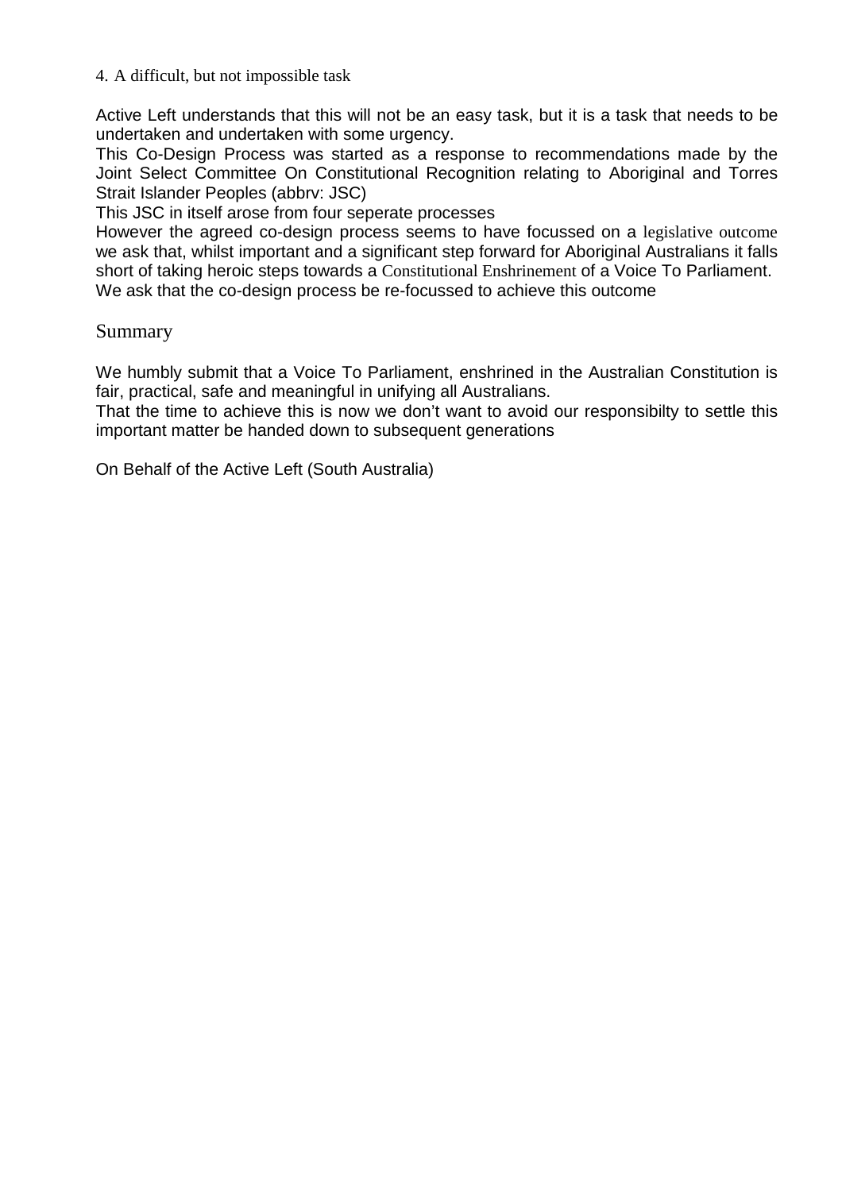## 4. A difficult, but not impossible task

Active Left understands that this will not be an easy task, but it is a task that needs to be undertaken and undertaken with some urgency.
This Co-Design Process was started as a response to recommendations made by the Joint Select Committee On Constitutional Recognition relating to Aboriginal and Torres Strait Islander Peoples (abbrv: JSC)
This JSC in itself arose from four seperate processes
However the agreed co-design process seems to have focussed on a legislative outcome we ask that, whilst important and a significant step forward for Aboriginal Australians it falls short of taking heroic steps towards a Constitutional Enshrinement of a Voice To Parliament.
We ask that the co-design process be re-focussed to achieve this outcome

## Summary

We humbly submit that a Voice To Parliament, enshrined in the Australian Constitution is fair, practical, safe and meaningful in unifying all Australians.
That the time to achieve this is now we don't want to avoid our responsibilty to settle this important matter be handed down to subsequent generations

On Behalf of the Active Left (South Australia)